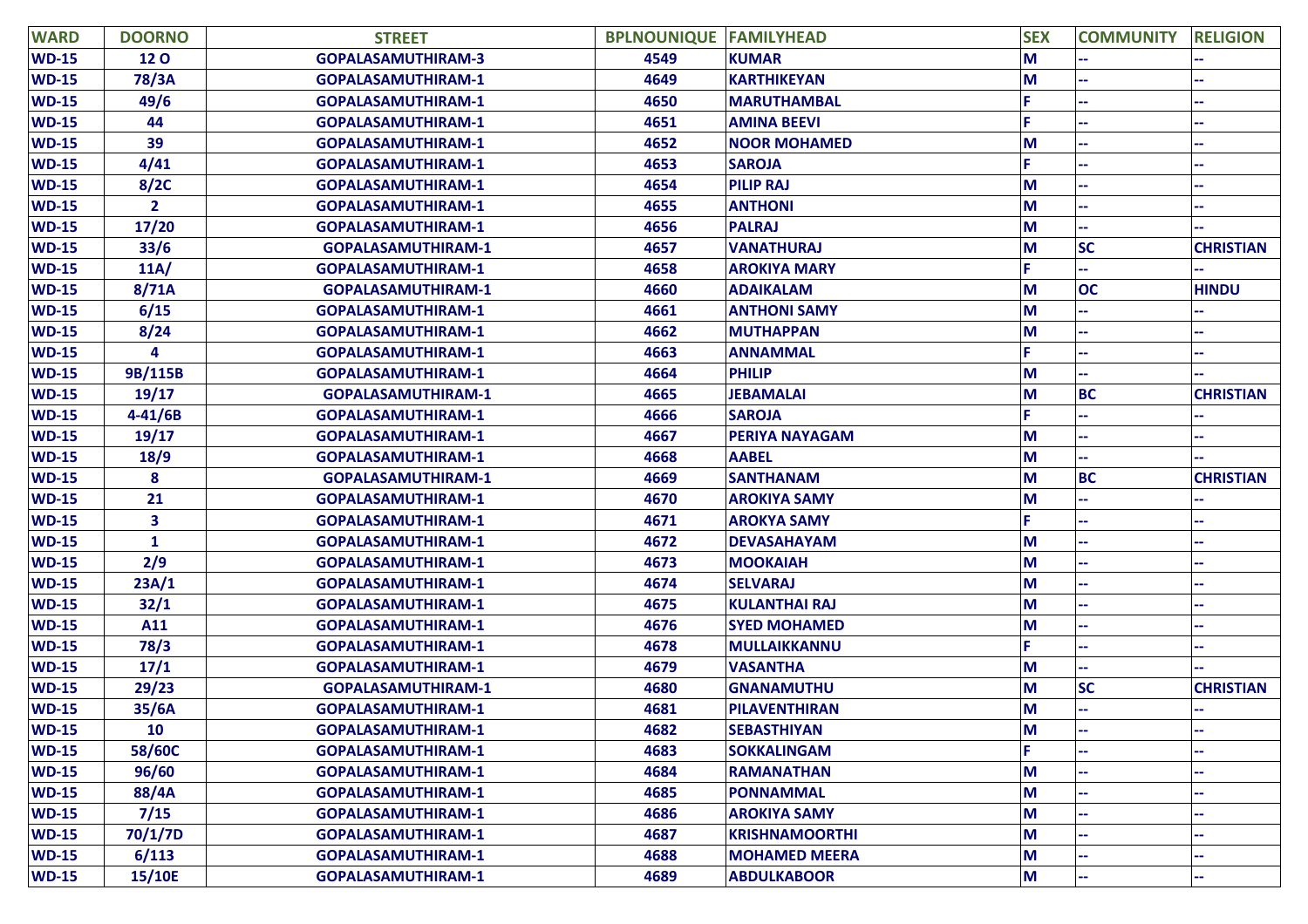| WARD | DOORNO | STREET | BPLNOUNIQUE | FAMILYHEAD | SEX | COMMUNITY | RELIGION |
|---|---|---|---|---|---|---|---|
| WD-15 | 12 O | GOPALASAMUTHIRAM-3 | 4549 | KUMAR | M | -- | -- |
| WD-15 | 78/3A | GOPALASAMUTHIRAM-1 | 4649 | KARTHIKEYAN | M | -- | -- |
| WD-15 | 49/6 | GOPALASAMUTHIRAM-1 | 4650 | MARUTHAMBAL | F | -- | -- |
| WD-15 | 44 | GOPALASAMUTHIRAM-1 | 4651 | AMINA BEEVI | F | -- | -- |
| WD-15 | 39 | GOPALASAMUTHIRAM-1 | 4652 | NOOR MOHAMED | M | -- | -- |
| WD-15 | 4/41 | GOPALASAMUTHIRAM-1 | 4653 | SAROJA | F | -- | -- |
| WD-15 | 8/2C | GOPALASAMUTHIRAM-1 | 4654 | PILIP RAJ | M | -- | -- |
| WD-15 | 2 | GOPALASAMUTHIRAM-1 | 4655 | ANTHONI | M | -- | -- |
| WD-15 | 17/20 | GOPALASAMUTHIRAM-1 | 4656 | PALRAJ | M | -- | -- |
| WD-15 | 33/6 | GOPALASAMUTHIRAM-1 | 4657 | VANATHURAJ | M | SC | CHRISTIAN |
| WD-15 | 11A/ | GOPALASAMUTHIRAM-1 | 4658 | AROKIYA MARY | F | -- | -- |
| WD-15 | 8/71A | GOPALASAMUTHIRAM-1 | 4660 | ADAIKALAM | M | OC | HINDU |
| WD-15 | 6/15 | GOPALASAMUTHIRAM-1 | 4661 | ANTHONI SAMY | M | -- | -- |
| WD-15 | 8/24 | GOPALASAMUTHIRAM-1 | 4662 | MUTHAPPAN | M | -- | -- |
| WD-15 | 4 | GOPALASAMUTHIRAM-1 | 4663 | ANNAMMAL | F | -- | -- |
| WD-15 | 9B/115B | GOPALASAMUTHIRAM-1 | 4664 | PHILIP | M | -- | -- |
| WD-15 | 19/17 | GOPALASAMUTHIRAM-1 | 4665 | JEBAMALAI | M | BC | CHRISTIAN |
| WD-15 | 4-41/6B | GOPALASAMUTHIRAM-1 | 4666 | SAROJA | F | -- | -- |
| WD-15 | 19/17 | GOPALASAMUTHIRAM-1 | 4667 | PERIYA NAYAGAM | M | -- | -- |
| WD-15 | 18/9 | GOPALASAMUTHIRAM-1 | 4668 | AABEL | M | -- | -- |
| WD-15 | 8 | GOPALASAMUTHIRAM-1 | 4669 | SANTHANAM | M | BC | CHRISTIAN |
| WD-15 | 21 | GOPALASAMUTHIRAM-1 | 4670 | AROKIYA SAMY | M | -- | -- |
| WD-15 | 3 | GOPALASAMUTHIRAM-1 | 4671 | AROKYA SAMY | F | -- | -- |
| WD-15 | 1 | GOPALASAMUTHIRAM-1 | 4672 | DEVASAHAYAM | M | -- | -- |
| WD-15 | 2/9 | GOPALASAMUTHIRAM-1 | 4673 | MOOKAIAH | M | -- | -- |
| WD-15 | 23A/1 | GOPALASAMUTHIRAM-1 | 4674 | SELVARAJ | M | -- | -- |
| WD-15 | 32/1 | GOPALASAMUTHIRAM-1 | 4675 | KULANTHAI RAJ | M | -- | -- |
| WD-15 | A11 | GOPALASAMUTHIRAM-1 | 4676 | SYED MOHAMED | M | -- | -- |
| WD-15 | 78/3 | GOPALASAMUTHIRAM-1 | 4678 | MULLAIKKANNU | F | -- | -- |
| WD-15 | 17/1 | GOPALASAMUTHIRAM-1 | 4679 | VASANTHA | M | -- | -- |
| WD-15 | 29/23 | GOPALASAMUTHIRAM-1 | 4680 | GNANAMUTHU | M | SC | CHRISTIAN |
| WD-15 | 35/6A | GOPALASAMUTHIRAM-1 | 4681 | PILAVENTHIRAN | M | -- | -- |
| WD-15 | 10 | GOPALASAMUTHIRAM-1 | 4682 | SEBASTHIYAN | M | -- | -- |
| WD-15 | 58/60C | GOPALASAMUTHIRAM-1 | 4683 | SOKKALINGAM | F | -- | -- |
| WD-15 | 96/60 | GOPALASAMUTHIRAM-1 | 4684 | RAMANATHAN | M | -- | -- |
| WD-15 | 88/4A | GOPALASAMUTHIRAM-1 | 4685 | PONNAMMAL | M | -- | -- |
| WD-15 | 7/15 | GOPALASAMUTHIRAM-1 | 4686 | AROKIYA SAMY | M | -- | -- |
| WD-15 | 70/1/7D | GOPALASAMUTHIRAM-1 | 4687 | KRISHNAMOORTHI | M | -- | -- |
| WD-15 | 6/113 | GOPALASAMUTHIRAM-1 | 4688 | MOHAMED MEERA | M | -- | -- |
| WD-15 | 15/10E | GOPALASAMUTHIRAM-1 | 4689 | ABDULKABOOR | M | -- | -- |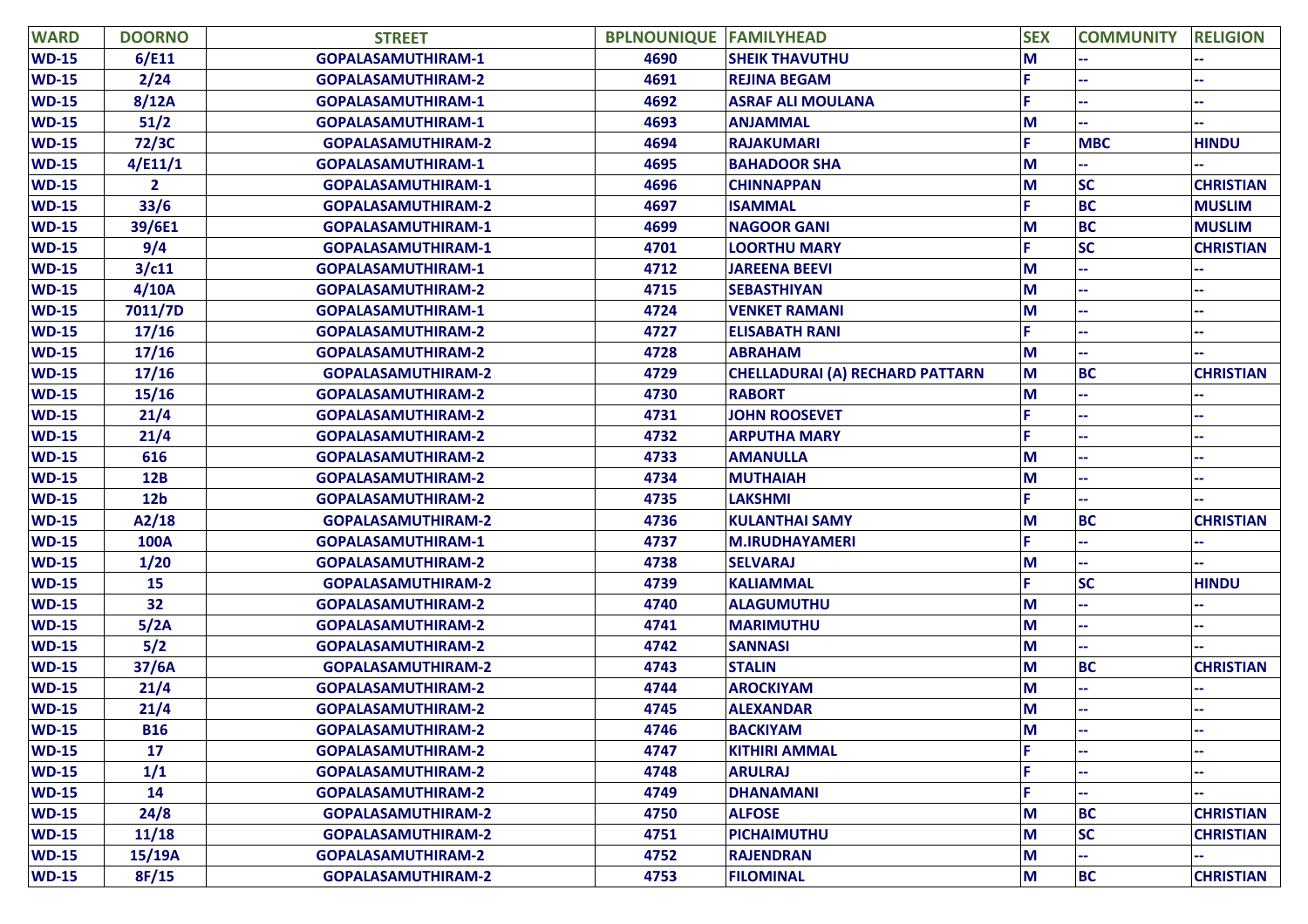| WARD | DOORNO | STREET | BPLNOUNIQUE | FAMILYHEAD | SEX | COMMUNITY | RELIGION |
|---|---|---|---|---|---|---|---|
| WD-15 | 6/E11 | GOPALASAMUTHIRAM-1 | 4690 | SHEIK THAVUTHU | M | -- | -- |
| WD-15 | 2/24 | GOPALASAMUTHIRAM-2 | 4691 | REJINA BEGAM | F | -- | -- |
| WD-15 | 8/12A | GOPALASAMUTHIRAM-1 | 4692 | ASRAF ALI MOULANA | F | -- | -- |
| WD-15 | 51/2 | GOPALASAMUTHIRAM-1 | 4693 | ANJAMMAL | M | -- | -- |
| WD-15 | 72/3C | GOPALASAMUTHIRAM-2 | 4694 | RAJAKUMARI | F | MBC | HINDU |
| WD-15 | 4/E11/1 | GOPALASAMUTHIRAM-1 | 4695 | BAHADOOR SHA | M | -- | -- |
| WD-15 | 2 | GOPALASAMUTHIRAM-1 | 4696 | CHINNAPPAN | M | SC | CHRISTIAN |
| WD-15 | 33/6 | GOPALASAMUTHIRAM-2 | 4697 | ISAMMAL | F | BC | MUSLIM |
| WD-15 | 39/6E1 | GOPALASAMUTHIRAM-1 | 4699 | NAGOOR GANI | M | BC | MUSLIM |
| WD-15 | 9/4 | GOPALASAMUTHIRAM-1 | 4701 | LOORTHU MARY | F | SC | CHRISTIAN |
| WD-15 | 3/c11 | GOPALASAMUTHIRAM-1 | 4712 | JAREENA BEEVI | M | -- | -- |
| WD-15 | 4/10A | GOPALASAMUTHIRAM-2 | 4715 | SEBASTHIYAN | M | -- | -- |
| WD-15 | 7011/7D | GOPALASAMUTHIRAM-1 | 4724 | VENKET RAMANI | M | -- | -- |
| WD-15 | 17/16 | GOPALASAMUTHIRAM-2 | 4727 | ELISABATH RANI | F | -- | -- |
| WD-15 | 17/16 | GOPALASAMUTHIRAM-2 | 4728 | ABRAHAM | M | -- | -- |
| WD-15 | 17/16 | GOPALASAMUTHIRAM-2 | 4729 | CHELLADURAI (A) RECHARD PATTARN | M | BC | CHRISTIAN |
| WD-15 | 15/16 | GOPALASAMUTHIRAM-2 | 4730 | RABORT | M | -- | -- |
| WD-15 | 21/4 | GOPALASAMUTHIRAM-2 | 4731 | JOHN ROOSEVET | F | -- | -- |
| WD-15 | 21/4 | GOPALASAMUTHIRAM-2 | 4732 | ARPUTHA MARY | F | -- | -- |
| WD-15 | 616 | GOPALASAMUTHIRAM-2 | 4733 | AMANULLA | M | -- | -- |
| WD-15 | 12B | GOPALASAMUTHIRAM-2 | 4734 | MUTHAIAH | M | -- | -- |
| WD-15 | 12b | GOPALASAMUTHIRAM-2 | 4735 | LAKSHMI | F | -- | -- |
| WD-15 | A2/18 | GOPALASAMUTHIRAM-2 | 4736 | KULANTHAI SAMY | M | BC | CHRISTIAN |
| WD-15 | 100A | GOPALASAMUTHIRAM-1 | 4737 | M.IRUDHAYAMERI | F | -- | -- |
| WD-15 | 1/20 | GOPALASAMUTHIRAM-2 | 4738 | SELVARAJ | M | -- | -- |
| WD-15 | 15 | GOPALASAMUTHIRAM-2 | 4739 | KALIAMMAL | F | SC | HINDU |
| WD-15 | 32 | GOPALASAMUTHIRAM-2 | 4740 | ALAGUMUTHU | M | -- | -- |
| WD-15 | 5/2A | GOPALASAMUTHIRAM-2 | 4741 | MARIMUTHU | M | -- | -- |
| WD-15 | 5/2 | GOPALASAMUTHIRAM-2 | 4742 | SANNASI | M | -- | -- |
| WD-15 | 37/6A | GOPALASAMUTHIRAM-2 | 4743 | STALIN | M | BC | CHRISTIAN |
| WD-15 | 21/4 | GOPALASAMUTHIRAM-2 | 4744 | AROCKIYAM | M | -- | -- |
| WD-15 | 21/4 | GOPALASAMUTHIRAM-2 | 4745 | ALEXANDAR | M | -- | -- |
| WD-15 | B16 | GOPALASAMUTHIRAM-2 | 4746 | BACKIYAM | M | -- | -- |
| WD-15 | 17 | GOPALASAMUTHIRAM-2 | 4747 | KITHIRI AMMAL | F | -- | -- |
| WD-15 | 1/1 | GOPALASAMUTHIRAM-2 | 4748 | ARULRAJ | F | -- | -- |
| WD-15 | 14 | GOPALASAMUTHIRAM-2 | 4749 | DHANAMANI | F | -- | -- |
| WD-15 | 24/8 | GOPALASAMUTHIRAM-2 | 4750 | ALFOSE | M | BC | CHRISTIAN |
| WD-15 | 11/18 | GOPALASAMUTHIRAM-2 | 4751 | PICHAIMUTHU | M | SC | CHRISTIAN |
| WD-15 | 15/19A | GOPALASAMUTHIRAM-2 | 4752 | RAJENDRAN | M | -- | -- |
| WD-15 | 8F/15 | GOPALASAMUTHIRAM-2 | 4753 | FILOMINAL | M | BC | CHRISTIAN |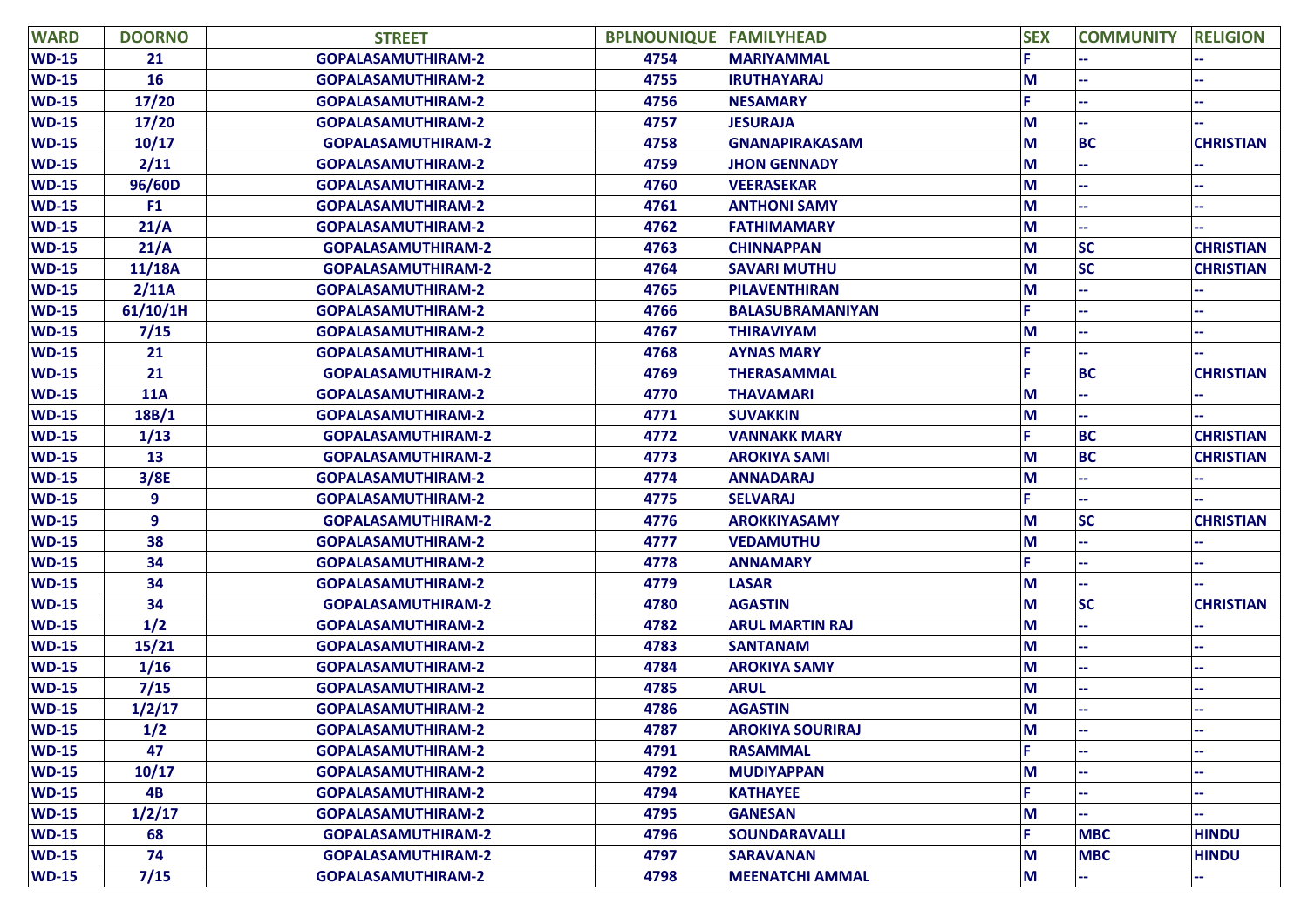| WARD | DOORNO | STREET | BPLNOUNIQUE | FAMILYHEAD | SEX | COMMUNITY | RELIGION |
|---|---|---|---|---|---|---|---|
| WD-15 | 21 | GOPALASAMUTHIRAM-2 | 4754 | MARIYAMMAL | F | -- | -- |
| WD-15 | 16 | GOPALASAMUTHIRAM-2 | 4755 | IRUTHAYARAJ | M | -- | -- |
| WD-15 | 17/20 | GOPALASAMUTHIRAM-2 | 4756 | NESAMARY | F | -- | -- |
| WD-15 | 17/20 | GOPALASAMUTHIRAM-2 | 4757 | JESURAJA | M | -- | -- |
| WD-15 | 10/17 | GOPALASAMUTHIRAM-2 | 4758 | GNANAPIRAKASAM | M | BC | CHRISTIAN |
| WD-15 | 2/11 | GOPALASAMUTHIRAM-2 | 4759 | JHON GENNADY | M | -- | -- |
| WD-15 | 96/60D | GOPALASAMUTHIRAM-2 | 4760 | VEERASEKAR | M | -- | -- |
| WD-15 | F1 | GOPALASAMUTHIRAM-2 | 4761 | ANTHONI SAMY | M | -- | -- |
| WD-15 | 21/A | GOPALASAMUTHIRAM-2 | 4762 | FATHIMAMARY | M | -- | -- |
| WD-15 | 21/A | GOPALASAMUTHIRAM-2 | 4763 | CHINNAPPAN | M | SC | CHRISTIAN |
| WD-15 | 11/18A | GOPALASAMUTHIRAM-2 | 4764 | SAVARI MUTHU | M | SC | CHRISTIAN |
| WD-15 | 2/11A | GOPALASAMUTHIRAM-2 | 4765 | PILAVENTHIRAN | M | -- | -- |
| WD-15 | 61/10/1H | GOPALASAMUTHIRAM-2 | 4766 | BALASUBRAMANIYAN | F | -- | -- |
| WD-15 | 7/15 | GOPALASAMUTHIRAM-2 | 4767 | THIRAVIYAM | M | -- | -- |
| WD-15 | 21 | GOPALASAMUTHIRAM-1 | 4768 | AYNAS MARY | F | -- | -- |
| WD-15 | 21 | GOPALASAMUTHIRAM-2 | 4769 | THERASAMMAL | F | BC | CHRISTIAN |
| WD-15 | 11A | GOPALASAMUTHIRAM-2 | 4770 | THAVAMARI | M | -- | -- |
| WD-15 | 18B/1 | GOPALASAMUTHIRAM-2 | 4771 | SUVAKKIN | M | -- | -- |
| WD-15 | 1/13 | GOPALASAMUTHIRAM-2 | 4772 | VANNAKK MARY | F | BC | CHRISTIAN |
| WD-15 | 13 | GOPALASAMUTHIRAM-2 | 4773 | AROKIYA SAMI | M | BC | CHRISTIAN |
| WD-15 | 3/8E | GOPALASAMUTHIRAM-2 | 4774 | ANNADARAJ | M | -- | -- |
| WD-15 | 9 | GOPALASAMUTHIRAM-2 | 4775 | SELVARAJ | F | -- | -- |
| WD-15 | 9 | GOPALASAMUTHIRAM-2 | 4776 | AROKKIYASAMY | M | SC | CHRISTIAN |
| WD-15 | 38 | GOPALASAMUTHIRAM-2 | 4777 | VEDAMUTHU | M | -- | -- |
| WD-15 | 34 | GOPALASAMUTHIRAM-2 | 4778 | ANNAMARY | F | -- | -- |
| WD-15 | 34 | GOPALASAMUTHIRAM-2 | 4779 | LASAR | M | -- | -- |
| WD-15 | 34 | GOPALASAMUTHIRAM-2 | 4780 | AGASTIN | M | SC | CHRISTIAN |
| WD-15 | 1/2 | GOPALASAMUTHIRAM-2 | 4782 | ARUL MARTIN RAJ | M | -- | -- |
| WD-15 | 15/21 | GOPALASAMUTHIRAM-2 | 4783 | SANTANAM | M | -- | -- |
| WD-15 | 1/16 | GOPALASAMUTHIRAM-2 | 4784 | AROKIYA SAMY | M | -- | -- |
| WD-15 | 7/15 | GOPALASAMUTHIRAM-2 | 4785 | ARUL | M | -- | -- |
| WD-15 | 1/2/17 | GOPALASAMUTHIRAM-2 | 4786 | AGASTIN | M | -- | -- |
| WD-15 | 1/2 | GOPALASAMUTHIRAM-2 | 4787 | AROKIYA SOURIRAJ | M | -- | -- |
| WD-15 | 47 | GOPALASAMUTHIRAM-2 | 4791 | RASAMMAL | F | -- | -- |
| WD-15 | 10/17 | GOPALASAMUTHIRAM-2 | 4792 | MUDIYAPPAN | M | -- | -- |
| WD-15 | 4B | GOPALASAMUTHIRAM-2 | 4794 | KATHAYEE | F | -- | -- |
| WD-15 | 1/2/17 | GOPALASAMUTHIRAM-2 | 4795 | GANESAN | M | -- | -- |
| WD-15 | 68 | GOPALASAMUTHIRAM-2 | 4796 | SOUNDARAVALLI | F | MBC | HINDU |
| WD-15 | 74 | GOPALASAMUTHIRAM-2 | 4797 | SARAVANAN | M | MBC | HINDU |
| WD-15 | 7/15 | GOPALASAMUTHIRAM-2 | 4798 | MEENATCHI AMMAL | M | -- | -- |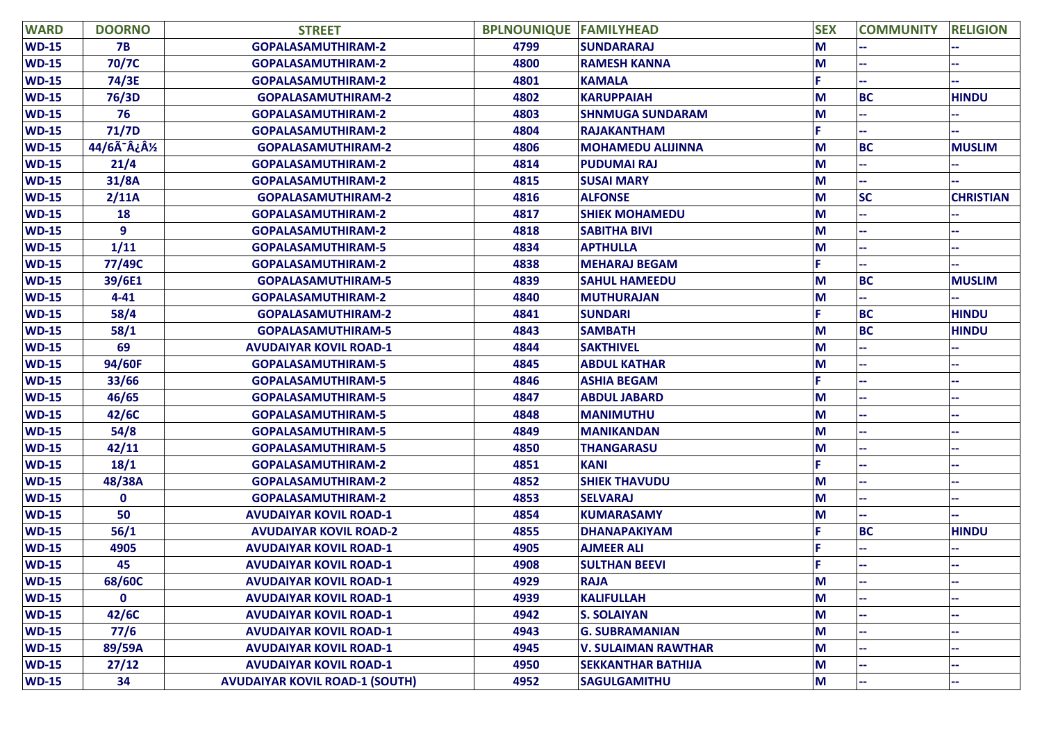| WARD | DOORNO | STREET | BPLNOUNIQUE | FAMILYHEAD | SEX | COMMUNITY | RELIGION |
|---|---|---|---|---|---|---|---|
| WD-15 | 7B | GOPALASAMUTHIRAM-2 | 4799 | SUNDARARAJ | M | -- | -- |
| WD-15 | 70/7C | GOPALASAMUTHIRAM-2 | 4800 | RAMESH KANNA | M | -- | -- |
| WD-15 | 74/3E | GOPALASAMUTHIRAM-2 | 4801 | KAMALA | F | -- | -- |
| WD-15 | 76/3D | GOPALASAMUTHIRAM-2 | 4802 | KARUPPAIAH | M | BC | HINDU |
| WD-15 | 76 | GOPALASAMUTHIRAM-2 | 4803 | SHNMUGA SUNDARAM | M | -- | -- |
| WD-15 | 71/7D | GOPALASAMUTHIRAM-2 | 4804 | RAJAKANTHAM | F | -- | -- |
| WD-15 | 44/6Ã¯Â¿Â½ | GOPALASAMUTHIRAM-2 | 4806 | MOHAMEDU ALIJINNA | M | BC | MUSLIM |
| WD-15 | 21/4 | GOPALASAMUTHIRAM-2 | 4814 | PUDUMAI RAJ | M | -- | -- |
| WD-15 | 31/8A | GOPALASAMUTHIRAM-2 | 4815 | SUSAI MARY | M | -- | -- |
| WD-15 | 2/11A | GOPALASAMUTHIRAM-2 | 4816 | ALFONSE | M | SC | CHRISTIAN |
| WD-15 | 18 | GOPALASAMUTHIRAM-2 | 4817 | SHIEK MOHAMEDU | M | -- | -- |
| WD-15 | 9 | GOPALASAMUTHIRAM-2 | 4818 | SABITHA BIVI | M | -- | -- |
| WD-15 | 1/11 | GOPALASAMUTHIRAM-5 | 4834 | APTHULLA | M | -- | -- |
| WD-15 | 77/49C | GOPALASAMUTHIRAM-2 | 4838 | MEHARAJ BEGAM | F | -- | -- |
| WD-15 | 39/6E1 | GOPALASAMUTHIRAM-5 | 4839 | SAHUL HAMEEDU | M | BC | MUSLIM |
| WD-15 | 4-41 | GOPALASAMUTHIRAM-2 | 4840 | MUTHURAJAN | M | -- | -- |
| WD-15 | 58/4 | GOPALASAMUTHIRAM-2 | 4841 | SUNDARI | F | BC | HINDU |
| WD-15 | 58/1 | GOPALASAMUTHIRAM-5 | 4843 | SAMBATH | M | BC | HINDU |
| WD-15 | 69 | AVUDAIYAR KOVIL ROAD-1 | 4844 | SAKTHIVEL | M | -- | -- |
| WD-15 | 94/60F | GOPALASAMUTHIRAM-5 | 4845 | ABDUL KATHAR | M | -- | -- |
| WD-15 | 33/66 | GOPALASAMUTHIRAM-5 | 4846 | ASHIA BEGAM | F | -- | -- |
| WD-15 | 46/65 | GOPALASAMUTHIRAM-5 | 4847 | ABDUL JABARD | M | -- | -- |
| WD-15 | 42/6C | GOPALASAMUTHIRAM-5 | 4848 | MANIMUTHU | M | -- | -- |
| WD-15 | 54/8 | GOPALASAMUTHIRAM-5 | 4849 | MANIKANDAN | M | -- | -- |
| WD-15 | 42/11 | GOPALASAMUTHIRAM-5 | 4850 | THANGARASU | M | -- | -- |
| WD-15 | 18/1 | GOPALASAMUTHIRAM-2 | 4851 | KANI | F | -- | -- |
| WD-15 | 48/38A | GOPALASAMUTHIRAM-2 | 4852 | SHIEK THAVUDU | M | -- | -- |
| WD-15 | 0 | GOPALASAMUTHIRAM-2 | 4853 | SELVARAJ | M | -- | -- |
| WD-15 | 50 | AVUDAIYAR KOVIL ROAD-1 | 4854 | KUMARASAMY | M | -- | -- |
| WD-15 | 56/1 | AVUDAIYAR KOVIL ROAD-2 | 4855 | DHANAPAKIYAM | F | BC | HINDU |
| WD-15 | 4905 | AVUDAIYAR KOVIL ROAD-1 | 4905 | AJMEER ALI | F | -- | -- |
| WD-15 | 45 | AVUDAIYAR KOVIL ROAD-1 | 4908 | SULTHAN BEEVI | F | -- | -- |
| WD-15 | 68/60C | AVUDAIYAR KOVIL ROAD-1 | 4929 | RAJA | M | -- | -- |
| WD-15 | 0 | AVUDAIYAR KOVIL ROAD-1 | 4939 | KALIFULLAH | M | -- | -- |
| WD-15 | 42/6C | AVUDAIYAR KOVIL ROAD-1 | 4942 | S. SOLAIYAN | M | -- | -- |
| WD-15 | 77/6 | AVUDAIYAR KOVIL ROAD-1 | 4943 | G. SUBRAMANIAN | M | -- | -- |
| WD-15 | 89/59A | AVUDAIYAR KOVIL ROAD-1 | 4945 | V. SULAIMAN RAWTHAR | M | -- | -- |
| WD-15 | 27/12 | AVUDAIYAR KOVIL ROAD-1 | 4950 | SEKKANTHAR BATHIJA | M | -- | -- |
| WD-15 | 34 | AVUDAIYAR KOVIL ROAD-1 (SOUTH) | 4952 | SAGULGAMITHU | M | -- | -- |